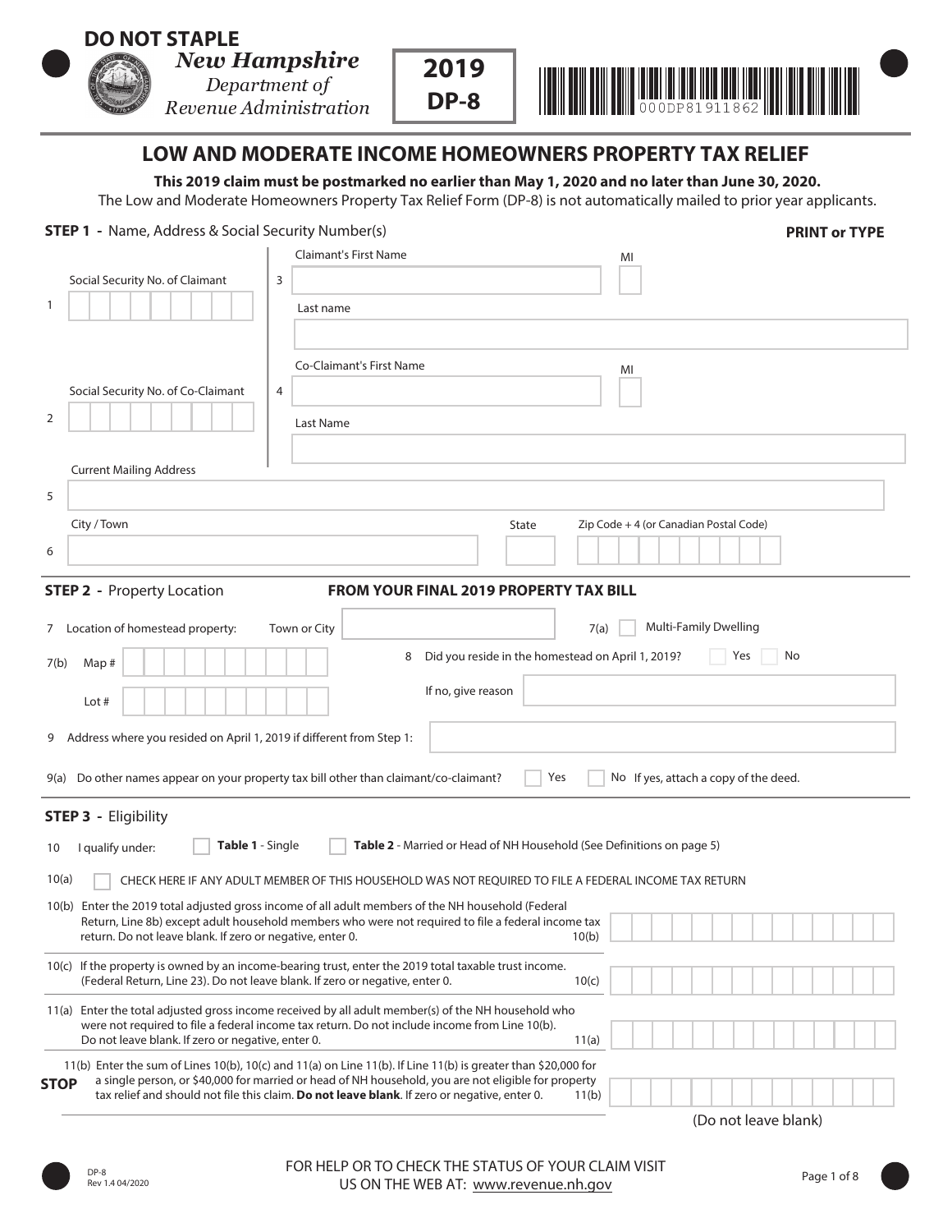**DO NOT STAPLE**

*New Hampshire*
*Department of*
*Revenue Administration*

**2019**
**DP-8**

000DP81911862

# LOW AND MODERATE INCOME HOMEOWNERS PROPERTY TAX RELIEF

**This 2019 claim must be postmarked no earlier than May 1, 2020 and no later than June 30, 2020.**

The Low and Moderate Homeowners Property Tax Relief Form (DP-8) is not automatically mailed to prior year applicants.

## STEP 1 - Name, Address & Social Security Number(s)

**PRINT or TYPE**

1 Social Security No. of Claimant

2 Social Security No. of Co-Claimant

3 Claimant's First Name MI
Last name

4 Co-Claimant's First Name MI
Last Name

5 Current Mailing Address

6 City / Town State Zip Code + 4 (or Canadian Postal Code)

## STEP 2 - Property Location

**FROM YOUR FINAL 2019 PROPERTY TAX BILL**

7 Location of homestead property: Town or City

7(a) Multi-Family Dwelling

7(b) Map #
Lot #

8 Did you reside in the homestead on April 1, 2019? Yes No
If no, give reason

9 Address where you resided on April 1, 2019 if different from Step 1:

9(a) Do other names appear on your property tax bill other than claimant/co-claimant? Yes No If yes, attach a copy of the deed.

## STEP 3 - Eligibility

10 I qualify under: **Table 1** - Single **Table 2** - Married or Head of NH Household (See Definitions on page 5)

10(a) CHECK HERE IF ANY ADULT MEMBER OF THIS HOUSEHOLD WAS NOT REQUIRED TO FILE A FEDERAL INCOME TAX RETURN

10(b) Enter the 2019 total adjusted gross income of all adult members of the NH household (Federal Return, Line 8b) except adult household members who were not required to file a federal income tax return. Do not leave blank. If zero or negative, enter 0. 10(b)

10(c) If the property is owned by an income-bearing trust, enter the 2019 total taxable trust income. (Federal Return, Line 23). Do not leave blank. If zero or negative, enter 0. 10(c)

11(a) Enter the total adjusted gross income received by all adult member(s) of the NH household who were not required to file a federal income tax return. Do not include income from Line 10(b). Do not leave blank. If zero or negative, enter 0. 11(a)

**STOP** 11(b) Enter the sum of Lines 10(b), 10(c) and 11(a) on Line 11(b). If Line 11(b) is greater than $20,000 for a single person, or $40,000 for married or head of NH household, you are not eligible for property tax relief and should not file this claim. **Do not leave blank**. If zero or negative, enter 0. 11(b)

(Do not leave blank)

DP-8
Rev 1.4 04/2020

FOR HELP OR TO CHECK THE STATUS OF YOUR CLAIM VISIT US ON THE WEB AT: www.revenue.nh.gov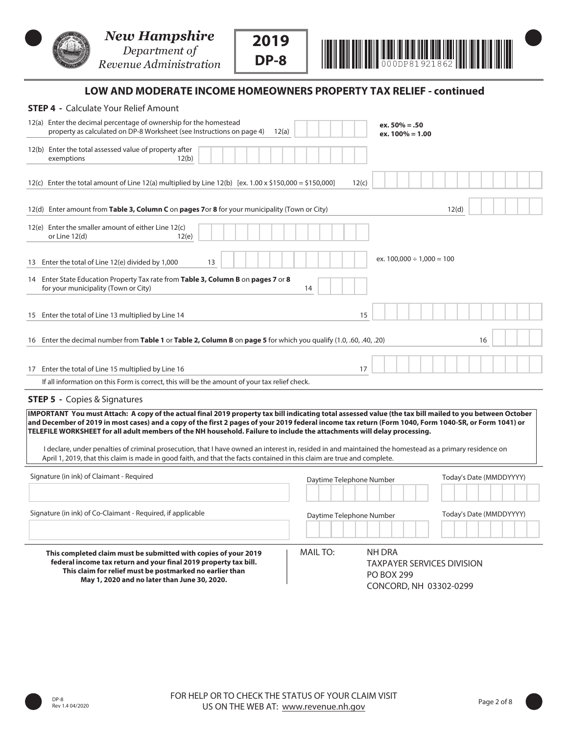New Hampshire
Department of
Revenue Administration

**2019**
**DP-8**

000DP81921862

## LOW AND MODERATE INCOME HOMEOWNERS PROPERTY TAX RELIEF - continued

### STEP 4 - Calculate Your Relief Amount

12(a) Enter the decimal percentage of ownership for the homestead property as calculated on DP-8 Worksheet (see Instructions on page 4) 12(a) ______ **ex. 50% = .50** **ex. 100% = 1.00**

12(b) Enter the total assessed value of property after exemptions 12(b) ______

12(c) Enter the total amount of Line 12(a) multiplied by Line 12(b) [ex. 1.00 x $150,000 = $150,000] 12(c) ______

12(d) Enter amount from **Table 3, Column C** on **pages 7** or **8** for your municipality (Town or City) 12(d) ______

12(e) Enter the smaller amount of either Line 12(c) or Line 12(d) 12(e) ______

13 Enter the total of Line 12(e) divided by 1,000 13 ______ ex. 100,000 ÷ 1,000 = 100

14 Enter State Education Property Tax rate from **Table 3, Column B** on **pages 7** or **8** for your municipality (Town or City) 14 ______

15 Enter the total of Line 13 multiplied by Line 14 15 ______

16 Enter the decimal number from **Table 1** or **Table 2, Column B** on **page 5** for which you qualify (1.0, .60, .40, .20) 16 ______

17 Enter the total of Line 15 multiplied by Line 16 17 ______

If all information on this Form is correct, this will be the amount of your tax relief check.

### STEP 5 - Copies & Signatures

**IMPORTANT You must Attach: A copy of the actual final 2019 property tax bill indicating total assessed value (the tax bill mailed to you between October and December of 2019 in most cases) and a copy of the first 2 pages of your 2019 federal income tax return (Form 1040, Form 1040-SR, or Form 1041) or TELEFILE WORKSHEET for all adult members of the NH household. Failure to include the attachments will delay processing.**

I declare, under penalties of criminal prosecution, that I have owned an interest in, resided in and maintained the homestead as a primary residence on April 1, 2019, that this claim is made in good faith, and that the facts contained in this claim are true and complete.

| Signature (in ink) of Claimant - Required | Daytime Telephone Number | Today's Date (MMDDYYYY) |
| --- | --- | --- |
| | | |
| **Signature (in ink) of Co-Claimant - Required, if applicable** | **Daytime Telephone Number** | **Today's Date (MMDDYYYY)** |
| | | |

**This completed claim must be submitted with copies of your 2019 federal income tax return and your final 2019 property tax bill. This claim for relief must be postmarked no earlier than May 1, 2020 and no later than June 30, 2020.**

MAIL TO: NH DRA
TAXPAYER SERVICES DIVISION
PO BOX 299
CONCORD, NH 03302-0299

DP-8
Rev 1.4 04/2020

FOR HELP OR TO CHECK THE STATUS OF YOUR CLAIM VISIT US ON THE WEB AT: www.revenue.nh.gov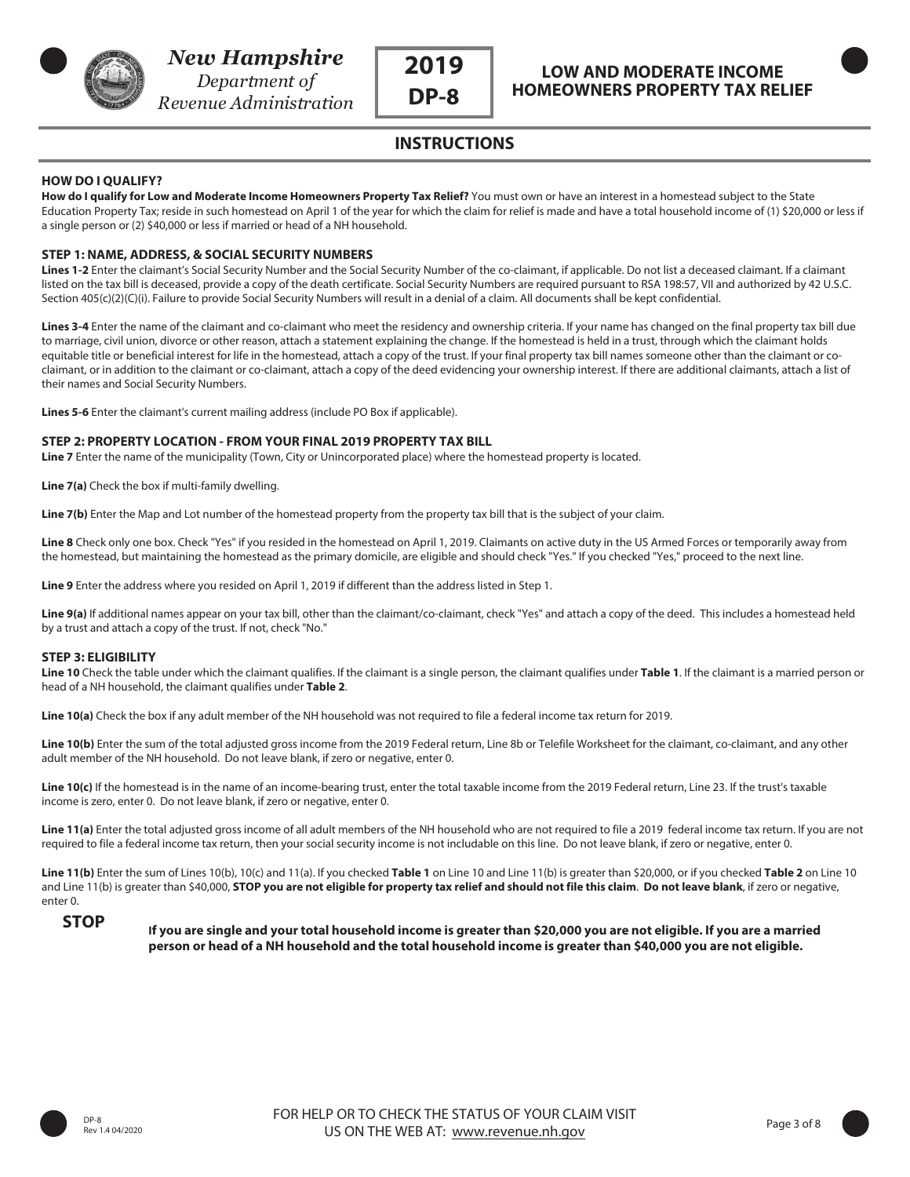# New Hampshire Department of Revenue Administration

## 2019 DP-8

## LOW AND MODERATE INCOME HOMEOWNERS PROPERTY TAX RELIEF

## INSTRUCTIONS

### HOW DO I QUALIFY?

**How do I qualify for Low and Moderate Income Homeowners Property Tax Relief?** You must own or have an interest in a homestead subject to the State Education Property Tax; reside in such homestead on April 1 of the year for which the claim for relief is made and have a total household income of (1) $20,000 or less if a single person or (2) $40,000 or less if married or head of a NH household.

### STEP 1: NAME, ADDRESS, & SOCIAL SECURITY NUMBERS

**Lines 1-2** Enter the claimant's Social Security Number and the Social Security Number of the co-claimant, if applicable. Do not list a deceased claimant. If a claimant listed on the tax bill is deceased, provide a copy of the death certificate. Social Security Numbers are required pursuant to RSA 198:57, VII and authorized by 42 U.S.C. Section 405(c)(2)(C)(i). Failure to provide Social Security Numbers will result in a denial of a claim. All documents shall be kept confidential.

**Lines 3-4** Enter the name of the claimant and co-claimant who meet the residency and ownership criteria. If your name has changed on the final property tax bill due to marriage, civil union, divorce or other reason, attach a statement explaining the change. If the homestead is held in a trust, through which the claimant holds equitable title or beneficial interest for life in the homestead, attach a copy of the trust. If your final property tax bill names someone other than the claimant or co-claimant, or in addition to the claimant or co-claimant, attach a copy of the deed evidencing your ownership interest. If there are additional claimants, attach a list of their names and Social Security Numbers.

**Lines 5-6** Enter the claimant's current mailing address (include PO Box if applicable).

### STEP 2: PROPERTY LOCATION - FROM YOUR FINAL 2019 PROPERTY TAX BILL

**Line 7** Enter the name of the municipality (Town, City or Unincorporated place) where the homestead property is located.

**Line 7(a)** Check the box if multi-family dwelling.

**Line 7(b)** Enter the Map and Lot number of the homestead property from the property tax bill that is the subject of your claim.

**Line 8** Check only one box. Check "Yes" if you resided in the homestead on April 1, 2019. Claimants on active duty in the US Armed Forces or temporarily away from the homestead, but maintaining the homestead as the primary domicile, are eligible and should check "Yes." If you checked "Yes," proceed to the next line.

**Line 9** Enter the address where you resided on April 1, 2019 if different than the address listed in Step 1.

**Line 9(a)** If additional names appear on your tax bill, other than the claimant/co-claimant, check "Yes" and attach a copy of the deed. This includes a homestead held by a trust and attach a copy of the trust. If not, check "No."

### STEP 3: ELIGIBILITY

**Line 10** Check the table under which the claimant qualifies. If the claimant is a single person, the claimant qualifies under **Table 1**. If the claimant is a married person or head of a NH household, the claimant qualifies under **Table 2**.

**Line 10(a)** Check the box if any adult member of the NH household was not required to file a federal income tax return for 2019.

**Line 10(b)** Enter the sum of the total adjusted gross income from the 2019 Federal return, Line 8b or Telefile Worksheet for the claimant, co-claimant, and any other adult member of the NH household. Do not leave blank, if zero or negative, enter 0.

**Line 10(c)** If the homestead is in the name of an income-bearing trust, enter the total taxable income from the 2019 Federal return, Line 23. If the trust's taxable income is zero, enter 0. Do not leave blank, if zero or negative, enter 0.

**Line 11(a)** Enter the total adjusted gross income of all adult members of the NH household who are not required to file a 2019 federal income tax return. If you are not required to file a federal income tax return, then your social security income is not includable on this line. Do not leave blank, if zero or negative, enter 0.

**Line 11(b)** Enter the sum of Lines 10(b), 10(c) and 11(a). If you checked **Table 1** on Line 10 and Line 11(b) is greater than $20,000, or if you checked **Table 2** on Line 10 and Line 11(b) is greater than $40,000, **STOP you are not eligible for property tax relief and should not file this claim**. **Do not leave blank**, if zero or negative, enter 0.

**STOP** **If you are single and your total household income is greater than $20,000 you are not eligible. If you are a married person or head of a NH household and the total household income is greater than $40,000 you are not eligible.**

FOR HELP OR TO CHECK THE STATUS OF YOUR CLAIM VISIT US ON THE WEB AT: www.revenue.nh.gov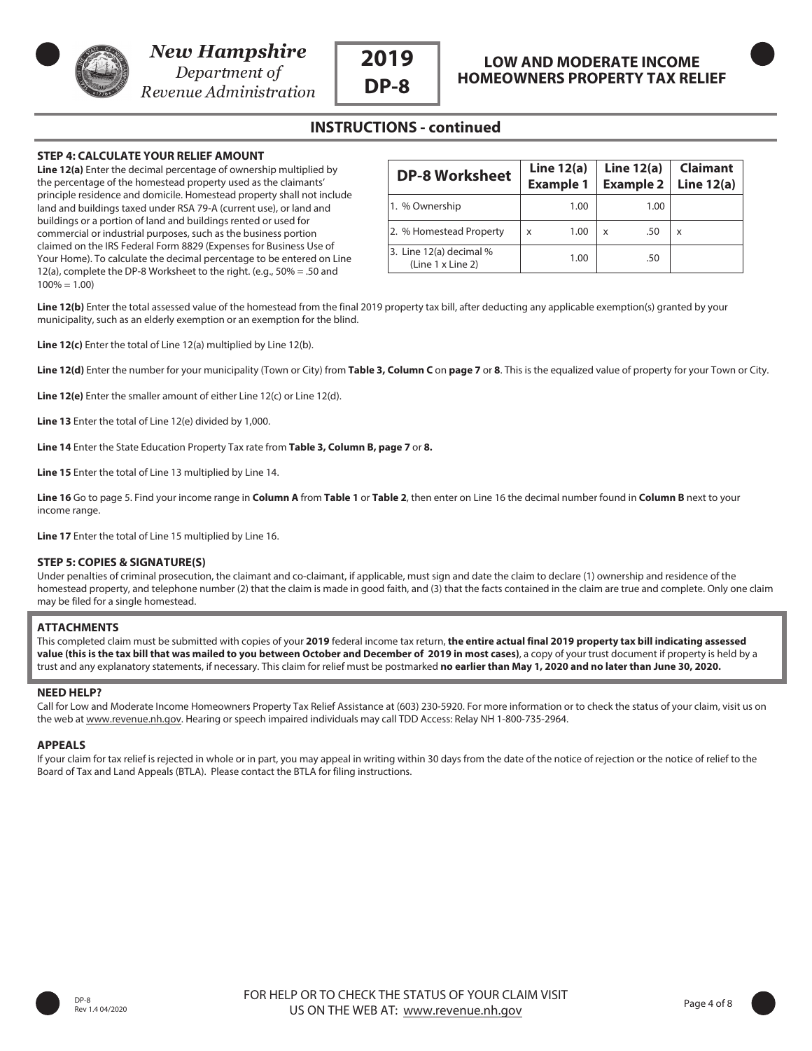## INSTRUCTIONS - continued

### STEP 4: CALCULATE YOUR RELIEF AMOUNT

**Line 12(a)** Enter the decimal percentage of ownership multiplied by the percentage of the homestead property used as the claimants' principle residence and domicile. Homestead property shall not include land and buildings taxed under RSA 79-A (current use), or land and buildings or a portion of land and buildings rented or used for commercial or industrial purposes, such as the business portion claimed on the IRS Federal Form 8829 (Expenses for Business Use of Your Home). To calculate the decimal percentage to be entered on Line 12(a), complete the DP-8 Worksheet to the right. (e.g., 50% = .50 and 100% = 1.00)

| DP-8 Worksheet | Line 12(a) Example 1 | Line 12(a) Example 2 | Claimant Line 12(a) |
|---|---|---|---|
| 1. % Ownership | 1.00 | 1.00 | |
| 2. % Homestead Property | x 1.00 | x .50 | x |
| 3. Line 12(a) decimal % (Line 1 x Line 2) | 1.00 | .50 | |

**Line 12(b)** Enter the total assessed value of the homestead from the final 2019 property tax bill, after deducting any applicable exemption(s) granted by your municipality, such as an elderly exemption or an exemption for the blind.

**Line 12(c)** Enter the total of Line 12(a) multiplied by Line 12(b).

**Line 12(d)** Enter the number for your municipality (Town or City) from **Table 3, Column C** on **page 7** or **8**. This is the equalized value of property for your Town or City.

**Line 12(e)** Enter the smaller amount of either Line 12(c) or Line 12(d).

**Line 13** Enter the total of Line 12(e) divided by 1,000.

**Line 14** Enter the State Education Property Tax rate from **Table 3, Column B, page 7** or **8.**

**Line 15** Enter the total of Line 13 multiplied by Line 14.

**Line 16** Go to page 5. Find your income range in **Column A** from **Table 1** or **Table 2**, then enter on Line 16 the decimal number found in **Column B** next to your income range.

**Line 17** Enter the total of Line 15 multiplied by Line 16.

### STEP 5: COPIES & SIGNATURE(S)

Under penalties of criminal prosecution, the claimant and co-claimant, if applicable, must sign and date the claim to declare (1) ownership and residence of the homestead property, and telephone number (2) that the claim is made in good faith, and (3) that the facts contained in the claim are true and complete. Only one claim may be filed for a single homestead.

### ATTACHMENTS

This completed claim must be submitted with copies of your **2019** federal income tax return, **the entire actual final 2019 property tax bill indicating assessed value (this is the tax bill that was mailed to you between October and December of 2019 in most cases)**, a copy of your trust document if property is held by a trust and any explanatory statements, if necessary. This claim for relief must be postmarked **no earlier than May 1, 2020 and no later than June 30, 2020.**

### NEED HELP?

Call for Low and Moderate Income Homeowners Property Tax Relief Assistance at (603) 230-5920. For more information or to check the status of your claim, visit us on the web at www.revenue.nh.gov. Hearing or speech impaired individuals may call TDD Access: Relay NH 1-800-735-2964.

### APPEALS

If your claim for tax relief is rejected in whole or in part, you may appeal in writing within 30 days from the date of the notice of rejection or the notice of relief to the Board of Tax and Land Appeals (BTLA). Please contact the BTLA for filing instructions.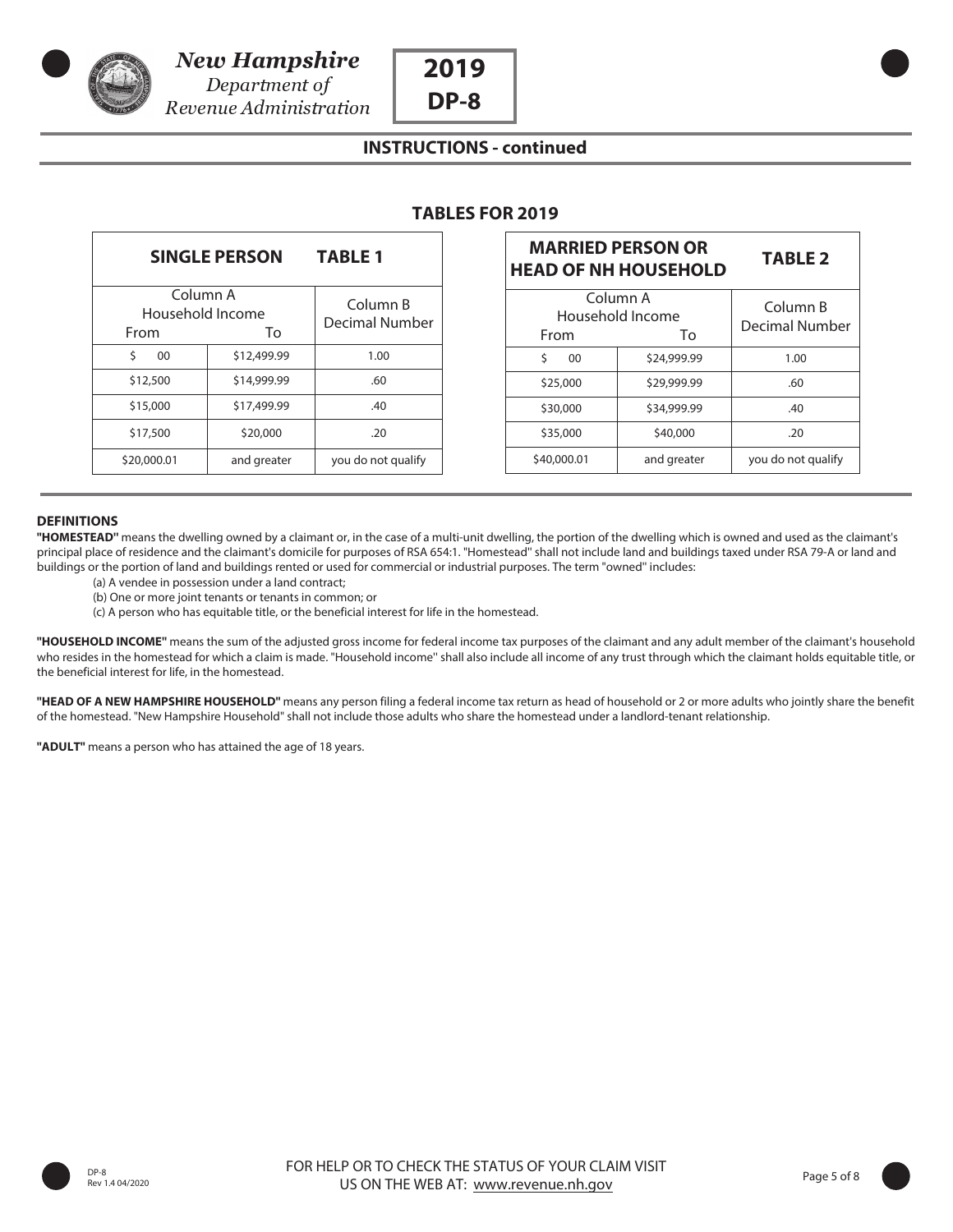# New Hampshire Department of Revenue Administration

## 2019 DP-8

## INSTRUCTIONS - continued

### TABLES FOR 2019

| SINGLE PERSON | | TABLE 1 |
|---|---|---|
| Column A Household Income | | Column B Decimal Number |
| From | To | |
| $ 00 | $12,499.99 | 1.00 |
| $12,500 | $14,999.99 | .60 |
| $15,000 | $17,499.99 | .40 |
| $17,500 | $20,000 | .20 |
| $20,000.01 | and greater | you do not qualify |

| MARRIED PERSON OR HEAD OF NH HOUSEHOLD | | TABLE 2 |
|---|---|---|
| Column A Household Income | | Column B Decimal Number |
| From | To | |
| $ 00 | $24,999.99 | 1.00 |
| $25,000 | $29,999.99 | .60 |
| $30,000 | $34,999.99 | .40 |
| $35,000 | $40,000 | .20 |
| $40,000.01 | and greater | you do not qualify |

**DEFINITIONS**

**"HOMESTEAD"** means the dwelling owned by a claimant or, in the case of a multi-unit dwelling, the portion of the dwelling which is owned and used as the claimant's principal place of residence and the claimant's domicile for purposes of RSA 654:1. "Homestead" shall not include land and buildings taxed under RSA 79-A or land and buildings or the portion of land and buildings rented or used for commercial or industrial purposes. The term "owned" includes:

(a) A vendee in possession under a land contract;
(b) One or more joint tenants or tenants in common; or
(c) A person who has equitable title, or the beneficial interest for life in the homestead.

**"HOUSEHOLD INCOME"** means the sum of the adjusted gross income for federal income tax purposes of the claimant and any adult member of the claimant's household who resides in the homestead for which a claim is made. "Household income" shall also include all income of any trust through which the claimant holds equitable title, or the beneficial interest for life, in the homestead.

**"HEAD OF A NEW HAMPSHIRE HOUSEHOLD"** means any person filing a federal income tax return as head of household or 2 or more adults who jointly share the benefit of the homestead. "New Hampshire Household" shall not include those adults who share the homestead under a landlord-tenant relationship.

**"ADULT"** means a person who has attained the age of 18 years.

FOR HELP OR TO CHECK THE STATUS OF YOUR CLAIM VISIT US ON THE WEB AT: www.revenue.nh.gov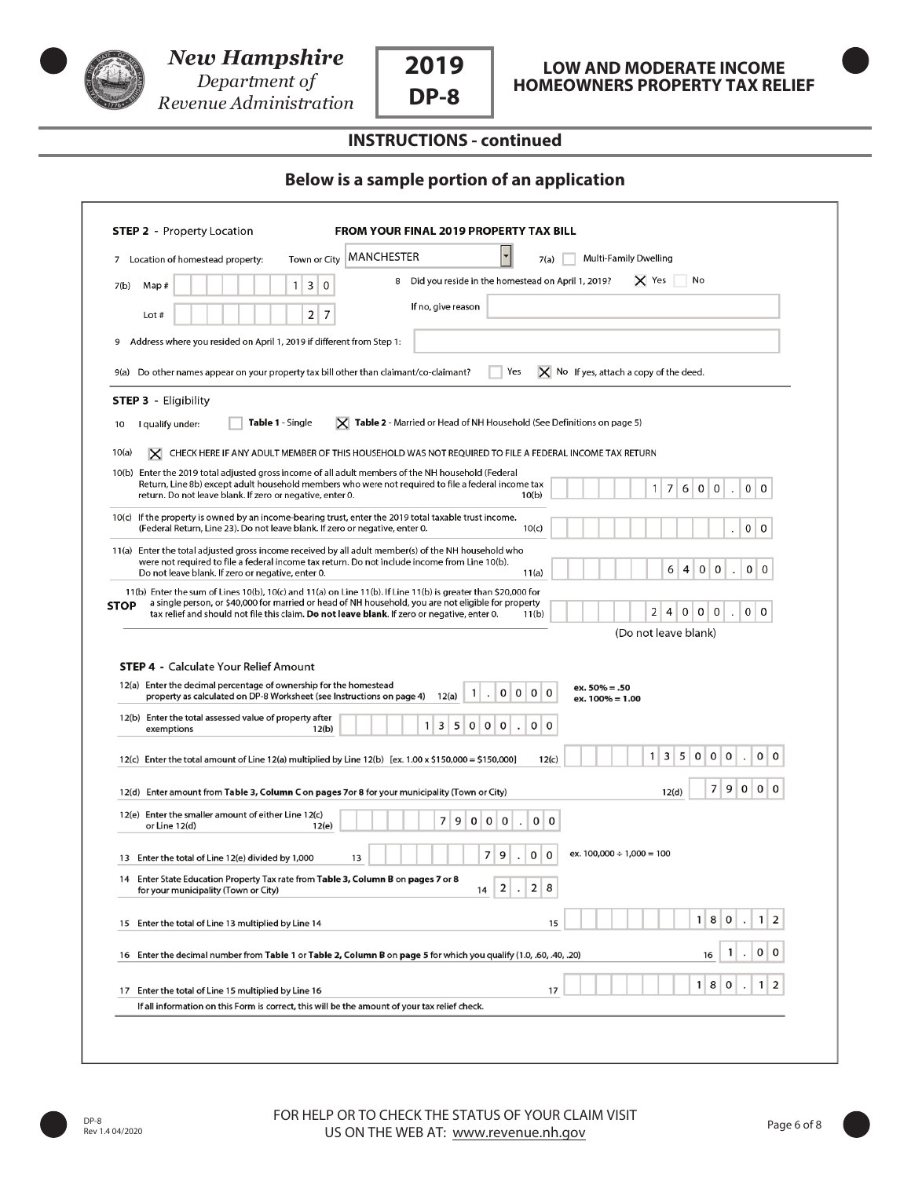New Hampshire Department of Revenue Administration

# 2019 DP-8

## LOW AND MODERATE INCOME HOMEOWNERS PROPERTY TAX RELIEF

### INSTRUCTIONS - continued

### Below is a sample portion of an application

**STEP 2** - Property Location **FROM YOUR FINAL 2019 PROPERTY TAX BILL**

7 Location of homestead property: Town or City MANCHESTER 7(a) ☐ Multi-Family Dwelling

7(b) Map # 130

8 Did you reside in the homestead on April 1, 2019? ☒ Yes ☐ No

Lot # 27

If no, give reason

9 Address where you resided on April 1, 2019 if different from Step 1:

9(a) Do other names appear on your property tax bill other than claimant/co-claimant? ☐ Yes ☒ No If yes, attach a copy of the deed.

**STEP 3** - Eligibility

10 I qualify under: ☐ **Table 1** - Single ☒ **Table 2** - Married or Head of NH Household (See Definitions on page 5)

10(a) ☒ CHECK HERE IF ANY ADULT MEMBER OF THIS HOUSEHOLD WAS NOT REQUIRED TO FILE A FEDERAL INCOME TAX RETURN

10(b) Enter the 2019 total adjusted gross income of all adult members of the NH household (Federal Return, Line 8b) except adult household members who were not required to file a federal income tax return. Do not leave blank. If zero or negative, enter 0. 10(b) 17600.00

10(c) If the property is owned by an income-bearing trust, enter the 2019 total taxable trust income. (Federal Return, Line 23). Do not leave blank. If zero or negative, enter 0. 10(c) .00

11(a) Enter the total adjusted gross income received by all adult member(s) of the NH household who were not required to file a federal income tax return. Do not include income from Line 10(b). Do not leave blank. If zero or negative, enter 0. 11(a) 6400.00

**STOP** 11(b) Enter the sum of Lines 10(b), 10(c) and 11(a) on Line 11(b). If Line 11(b) is greater than $20,000 for a single person, or $40,000 for married or head of NH household, you are not eligible for property tax relief and should not file this claim. **Do not leave blank.** If zero or negative, enter 0. 11(b) 24000.00

(Do not leave blank)

**STEP 4** - Calculate Your Relief Amount

12(a) Enter the decimal percentage of ownership for the homestead property as calculated on DP-8 Worksheet (see Instructions on page 4) 12(a) 1.0000 **ex. 50% = .50 ex. 100% = 1.00**

12(b) Enter the total assessed value of property after exemptions 12(b) 135000.00

12(c) Enter the total amount of Line 12(a) multiplied by Line 12(b) [ex. 1.00 x $150,000 = $150,000] 12(c) 135000.00

12(d) Enter amount from **Table 3, Column C** on **pages 7** or **8** for your municipality (Town or City) 12(d) 79000

12(e) Enter the smaller amount of either Line 12(c) or Line 12(d) 12(e) 79000.00

13 Enter the total of Line 12(e) divided by 1,000 13 79.00 ex. 100,000 ÷ 1,000 = 100

14 Enter State Education Property Tax rate from **Table 3, Column B** on **pages 7** or **8** for your municipality (Town or City) 14 2.28

15 Enter the total of Line 13 multiplied by Line 14 15 180.12

16 Enter the decimal number from **Table 1** or **Table 2, Column B** on **page 5** for which you qualify (1.0, .60, .40, .20) 16 1.00

17 Enter the total of Line 15 multiplied by Line 16 17 180.12

If all information on this Form is correct, this will be the amount of your tax relief check.

DP-8
Rev 1.4 04/2020

FOR HELP OR TO CHECK THE STATUS OF YOUR CLAIM VISIT US ON THE WEB AT: www.revenue.nh.gov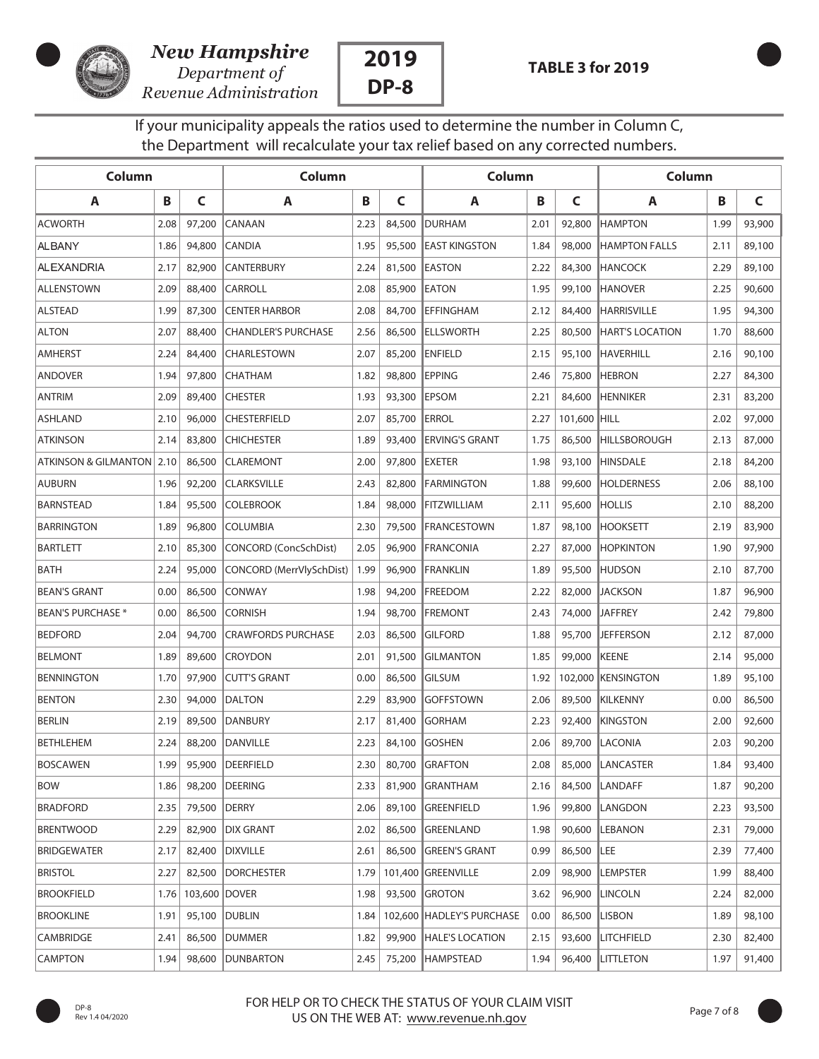# New Hampshire Department of Revenue Administration

**2019 DP-8**

**TABLE 3 for 2019**

If your municipality appeals the ratios used to determine the number in Column C, the Department will recalculate your tax relief based on any corrected numbers.

| Column | | | Column | | | Column | | | Column | | |
|---|---|---|---|---|---|---|---|---|---|---|---|
| **A** | **B** | **C** | **A** | **B** | **C** | **A** | **B** | **C** | **A** | **B** | **C** |
| ACWORTH | 2.08 | 97,200 | CANAAN | 2.23 | 84,500 | DURHAM | 2.01 | 92,800 | HAMPTON | 1.99 | 93,900 |
| ALBANY | 1.86 | 94,800 | CANDIA | 1.95 | 95,500 | EAST KINGSTON | 1.84 | 98,000 | HAMPTON FALLS | 2.11 | 89,100 |
| ALEXANDRIA | 2.17 | 82,900 | CANTERBURY | 2.24 | 81,500 | EASTON | 2.22 | 84,300 | HANCOCK | 2.29 | 89,100 |
| ALLENSTOWN | 2.09 | 88,400 | CARROLL | 2.08 | 85,900 | EATON | 1.95 | 99,100 | HANOVER | 2.25 | 90,600 |
| ALSTEAD | 1.99 | 87,300 | CENTER HARBOR | 2.08 | 84,700 | EFFINGHAM | 2.12 | 84,400 | HARRISVILLE | 1.95 | 94,300 |
| ALTON | 2.07 | 88,400 | CHANDLER'S PURCHASE | 2.56 | 86,500 | ELLSWORTH | 2.25 | 80,500 | HART'S LOCATION | 1.70 | 88,600 |
| AMHERST | 2.24 | 84,400 | CHARLESTOWN | 2.07 | 85,200 | ENFIELD | 2.15 | 95,100 | HAVERHILL | 2.16 | 90,100 |
| ANDOVER | 1.94 | 97,800 | CHATHAM | 1.82 | 98,800 | EPPING | 2.46 | 75,800 | HEBRON | 2.27 | 84,300 |
| ANTRIM | 2.09 | 89,400 | CHESTER | 1.93 | 93,300 | EPSOM | 2.21 | 84,600 | HENNIKER | 2.31 | 83,200 |
| ASHLAND | 2.10 | 96,000 | CHESTERFIELD | 2.07 | 85,700 | ERROL | 2.27 | 101,600 | HILL | 2.02 | 97,000 |
| ATKINSON | 2.14 | 83,800 | CHICHESTER | 1.89 | 93,400 | ERVING'S GRANT | 1.75 | 86,500 | HILLSBOROUGH | 2.13 | 87,000 |
| ATKINSON & GILMANTON | 2.10 | 86,500 | CLAREMONT | 2.00 | 97,800 | EXETER | 1.98 | 93,100 | HINSDALE | 2.18 | 84,200 |
| AUBURN | 1.96 | 92,200 | CLARKSVILLE | 2.43 | 82,800 | FARMINGTON | 1.88 | 99,600 | HOLDERNESS | 2.06 | 88,100 |
| BARNSTEAD | 1.84 | 95,500 | COLEBROOK | 1.84 | 98,000 | FITZWILLIAM | 2.11 | 95,600 | HOLLIS | 2.10 | 88,200 |
| BARRINGTON | 1.89 | 96,800 | COLUMBIA | 2.30 | 79,500 | FRANCESTOWN | 1.87 | 98,100 | HOOKSETT | 2.19 | 83,900 |
| BARTLETT | 2.10 | 85,300 | CONCORD (ConcSchDist) | 2.05 | 96,900 | FRANCONIA | 2.27 | 87,000 | HOPKINTON | 1.90 | 97,900 |
| BATH | 2.24 | 95,000 | CONCORD (MerrVlySchDist) | 1.99 | 96,900 | FRANKLIN | 1.89 | 95,500 | HUDSON | 2.10 | 87,700 |
| BEAN'S GRANT | 0.00 | 86,500 | CONWAY | 1.98 | 94,200 | FREEDOM | 2.22 | 82,000 | JACKSON | 1.87 | 96,900 |
| BEAN'S PURCHASE * | 0.00 | 86,500 | CORNISH | 1.94 | 98,700 | FREMONT | 2.43 | 74,000 | JAFFREY | 2.42 | 79,800 |
| BEDFORD | 2.04 | 94,700 | CRAWFORDS PURCHASE | 2.03 | 86,500 | GILFORD | 1.88 | 95,700 | JEFFERSON | 2.12 | 87,000 |
| BELMONT | 1.89 | 89,600 | CROYDON | 2.01 | 91,500 | GILMANTON | 1.85 | 99,000 | KEENE | 2.14 | 95,000 |
| BENNINGTON | 1.70 | 97,900 | CUTT'S GRANT | 0.00 | 86,500 | GILSUM | 1.92 | 102,000 | KENSINGTON | 1.89 | 95,100 |
| BENTON | 2.30 | 94,000 | DALTON | 2.29 | 83,900 | GOFFSTOWN | 2.06 | 89,500 | KILKENNY | 0.00 | 86,500 |
| BERLIN | 2.19 | 89,500 | DANBURY | 2.17 | 81,400 | GORHAM | 2.23 | 92,400 | KINGSTON | 2.00 | 92,600 |
| BETHLEHEM | 2.24 | 88,200 | DANVILLE | 2.23 | 84,100 | GOSHEN | 2.06 | 89,700 | LACONIA | 2.03 | 90,200 |
| BOSCAWEN | 1.99 | 95,900 | DEERFIELD | 2.30 | 80,700 | GRAFTON | 2.08 | 85,000 | LANCASTER | 1.84 | 93,400 |
| BOW | 1.86 | 98,200 | DEERING | 2.33 | 81,900 | GRANTHAM | 2.16 | 84,500 | LANDAFF | 1.87 | 90,200 |
| BRADFORD | 2.35 | 79,500 | DERRY | 2.06 | 89,100 | GREENFIELD | 1.96 | 99,800 | LANGDON | 2.23 | 93,500 |
| BRENTWOOD | 2.29 | 82,900 | DIX GRANT | 2.02 | 86,500 | GREENLAND | 1.98 | 90,600 | LEBANON | 2.31 | 79,000 |
| BRIDGEWATER | 2.17 | 82,400 | DIXVILLE | 2.61 | 86,500 | GREEN'S GRANT | 0.99 | 86,500 | LEE | 2.39 | 77,400 |
| BRISTOL | 2.27 | 82,500 | DORCHESTER | 1.79 | 101,400 | GREENVILLE | 2.09 | 98,900 | LEMPSTER | 1.99 | 88,400 |
| BROOKFIELD | 1.76 | 103,600 | DOVER | 1.98 | 93,500 | GROTON | 3.62 | 96,900 | LINCOLN | 2.24 | 82,000 |
| BROOKLINE | 1.91 | 95,100 | DUBLIN | 1.84 | 102,600 | HADLEY'S PURCHASE | 0.00 | 86,500 | LISBON | 1.89 | 98,100 |
| CAMBRIDGE | 2.41 | 86,500 | DUMMER | 1.82 | 99,900 | HALE'S LOCATION | 2.15 | 93,600 | LITCHFIELD | 2.30 | 82,400 |
| CAMPTON | 1.94 | 98,600 | DUNBARTON | 2.45 | 75,200 | HAMPSTEAD | 1.94 | 96,400 | LITTLETON | 1.97 | 91,400 |

FOR HELP OR TO CHECK THE STATUS OF YOUR CLAIM VISIT US ON THE WEB AT: www.revenue.nh.gov

DP-8
Rev 1.4 04/2020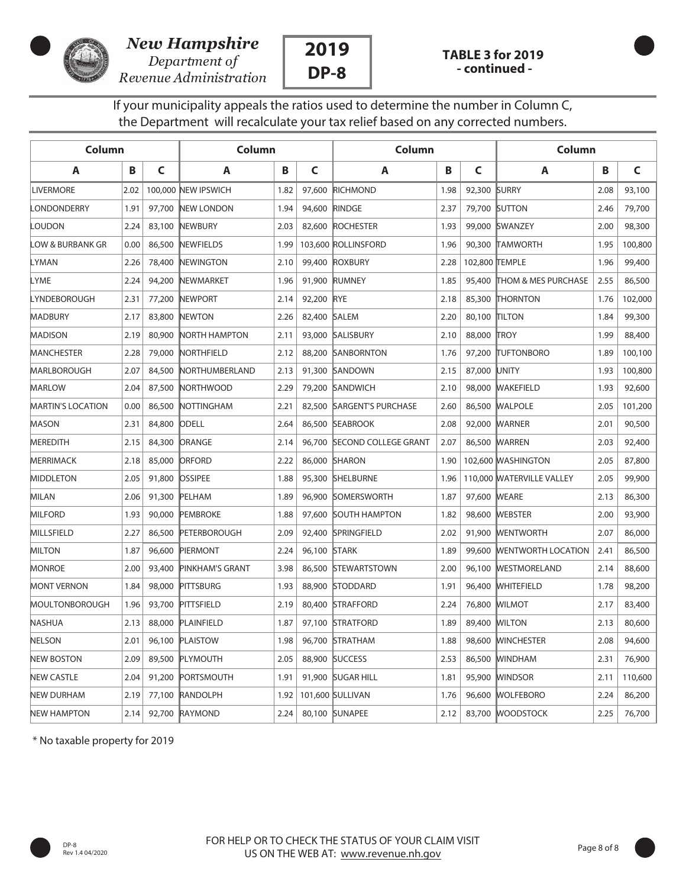**New Hampshire**
*Department of Revenue Administration*

**2019**
**DP-8**

**TABLE 3 for 2019 - continued -**

If your municipality appeals the ratios used to determine the number in Column C, the Department will recalculate your tax relief based on any corrected numbers.

| Column A | B | C | Column A | B | C | Column A | B | C | Column A | B | C |
|---|---|---|---|---|---|---|---|---|---|---|---|
| LIVERMORE | 2.02 | 100,000 | NEW IPSWICH | 1.82 | 97,600 | RICHMOND | 1.98 | 92,300 | SURRY | 2.08 | 93,100 |
| LONDONDERRY | 1.91 | 97,700 | NEW LONDON | 1.94 | 94,600 | RINDGE | 2.37 | 79,700 | SUTTON | 2.46 | 79,700 |
| LOUDON | 2.24 | 83,100 | NEWBURY | 2.03 | 82,600 | ROCHESTER | 1.93 | 99,000 | SWANZEY | 2.00 | 98,300 |
| LOW & BURBANK GR | 0.00 | 86,500 | NEWFIELDS | 1.99 | 103,600 | ROLLINSFORD | 1.96 | 90,300 | TAMWORTH | 1.95 | 100,800 |
| LYMAN | 2.26 | 78,400 | NEWINGTON | 2.10 | 99,400 | ROXBURY | 2.28 | 102,800 | TEMPLE | 1.96 | 99,400 |
| LYME | 2.24 | 94,200 | NEWMARKET | 1.96 | 91,900 | RUMNEY | 1.85 | 95,400 | THOM & MES PURCHASE | 2.55 | 86,500 |
| LYNDEBOROUGH | 2.31 | 77,200 | NEWPORT | 2.14 | 92,200 | RYE | 2.18 | 85,300 | THORNTON | 1.76 | 102,000 |
| MADBURY | 2.17 | 83,800 | NEWTON | 2.26 | 82,400 | SALEM | 2.20 | 80,100 | TILTON | 1.84 | 99,300 |
| MADISON | 2.19 | 80,900 | NORTH HAMPTON | 2.11 | 93,000 | SALISBURY | 2.10 | 88,000 | TROY | 1.99 | 88,400 |
| MANCHESTER | 2.28 | 79,000 | NORTHFIELD | 2.12 | 88,200 | SANBORNTON | 1.76 | 97,200 | TUFTONBORO | 1.89 | 100,100 |
| MARLBOROUGH | 2.07 | 84,500 | NORTHUMBERLAND | 2.13 | 91,300 | SANDOWN | 2.15 | 87,000 | UNITY | 1.93 | 100,800 |
| MARLOW | 2.04 | 87,500 | NORTHWOOD | 2.29 | 79,200 | SANDWICH | 2.10 | 98,000 | WAKEFIELD | 1.93 | 92,600 |
| MARTIN'S LOCATION | 0.00 | 86,500 | NOTTINGHAM | 2.21 | 82,500 | SARGENT'S PURCHASE | 2.60 | 86,500 | WALPOLE | 2.05 | 101,200 |
| MASON | 2.31 | 84,800 | ODELL | 2.64 | 86,500 | SEABROOK | 2.08 | 92,000 | WARNER | 2.01 | 90,500 |
| MEREDITH | 2.15 | 84,300 | ORANGE | 2.14 | 96,700 | SECOND COLLEGE GRANT | 2.07 | 86,500 | WARREN | 2.03 | 92,400 |
| MERRIMACK | 2.18 | 85,000 | ORFORD | 2.22 | 86,000 | SHARON | 1.90 | 102,600 | WASHINGTON | 2.05 | 87,800 |
| MIDDLETON | 2.05 | 91,800 | OSSIPEE | 1.88 | 95,300 | SHELBURNE | 1.96 | 110,000 | WATERVILLE VALLEY | 2.05 | 99,900 |
| MILAN | 2.06 | 91,300 | PELHAM | 1.89 | 96,900 | SOMERSWORTH | 1.87 | 97,600 | WEARE | 2.13 | 86,300 |
| MILFORD | 1.93 | 90,000 | PEMBROKE | 1.88 | 97,600 | SOUTH HAMPTON | 1.82 | 98,600 | WEBSTER | 2.00 | 93,900 |
| MILLSFIELD | 2.27 | 86,500 | PETERBOROUGH | 2.09 | 92,400 | SPRINGFIELD | 2.02 | 91,900 | WENTWORTH | 2.07 | 86,000 |
| MILTON | 1.87 | 96,600 | PIERMONT | 2.24 | 96,100 | STARK | 1.89 | 99,600 | WENTWORTH LOCATION | 2.41 | 86,500 |
| MONROE | 2.00 | 93,400 | PINKHAM'S GRANT | 3.98 | 86,500 | STEWARTSTOWN | 2.00 | 96,100 | WESTMORELAND | 2.14 | 88,600 |
| MONT VERNON | 1.84 | 98,000 | PITTSBURG | 1.93 | 88,900 | STODDARD | 1.91 | 96,400 | WHITEFIELD | 1.78 | 98,200 |
| MOULTONBOROUGH | 1.96 | 93,700 | PITTSFIELD | 2.19 | 80,400 | STRAFFORD | 2.24 | 76,800 | WILMOT | 2.17 | 83,400 |
| NASHUA | 2.13 | 88,000 | PLAINFIELD | 1.87 | 97,100 | STRATFORD | 1.89 | 89,400 | WILTON | 2.13 | 80,600 |
| NELSON | 2.01 | 96,100 | PLAISTOW | 1.98 | 96,700 | STRATHAM | 1.88 | 98,600 | WINCHESTER | 2.08 | 94,600 |
| NEW BOSTON | 2.09 | 89,500 | PLYMOUTH | 2.05 | 88,900 | SUCCESS | 2.53 | 86,500 | WINDHAM | 2.31 | 76,900 |
| NEW CASTLE | 2.04 | 91,200 | PORTSMOUTH | 1.91 | 91,900 | SUGAR HILL | 1.81 | 95,900 | WINDSOR | 2.11 | 110,600 |
| NEW DURHAM | 2.19 | 77,100 | RANDOLPH | 1.92 | 101,600 | SULLIVAN | 1.76 | 96,600 | WOLFEBORO | 2.24 | 86,200 |
| NEW HAMPTON | 2.14 | 92,700 | RAYMOND | 2.24 | 80,100 | SUNAPEE | 2.12 | 83,700 | WOODSTOCK | 2.25 | 76,700 |

* No taxable property for 2019

FOR HELP OR TO CHECK THE STATUS OF YOUR CLAIM VISIT US ON THE WEB AT: www.revenue.nh.gov

DP-8
Rev 1.4 04/2020